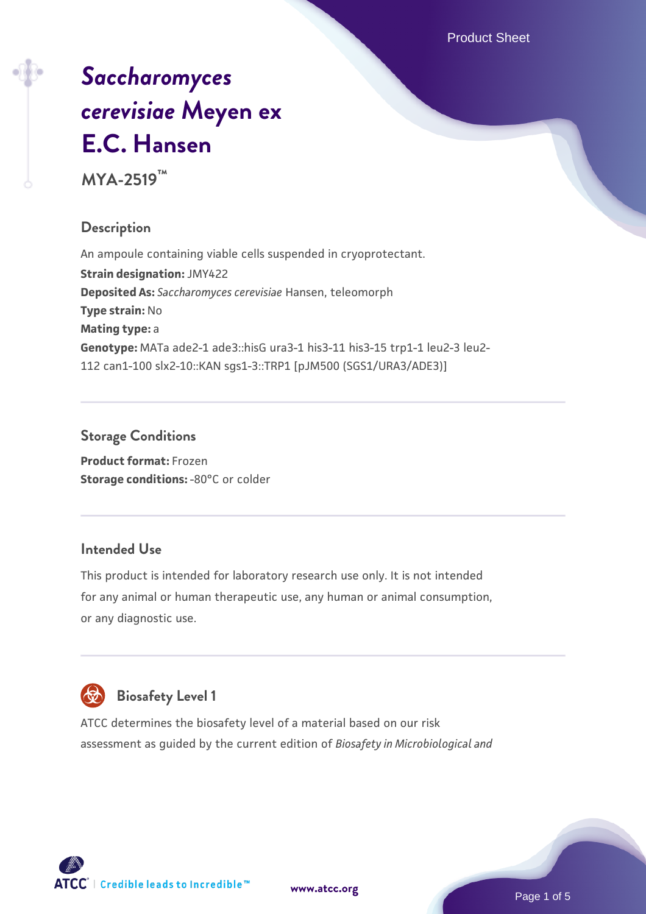# *Saccharomyces cerevisiae* Meyen ex E.C. Hansen

**MYA-2519™**

## Description

An ampoule containing viable cells suspended in cryoprotectant.

**Strain designation:** JMY422

**Deposited As:** *Saccharomyces cerevisiae* Hansen, teleomorph

**Type strain:** No

**Mating type:** a

**Genotype:** MATa ade2-1 ade3::hisG ura3-1 his3-11 his3-15 trp1-1 leu2-3 leu2-112 can1-100 slx2-10::KAN sgs1-3::TRP1 [pJM500 (SGS1/URA3/ADE3)]

## Storage Conditions

**Product format:** Frozen

**Storage conditions:** -80°C or colder

## Intended Use

This product is intended for laboratory research use only. It is not intended for any animal or human therapeutic use, any human or animal consumption, or any diagnostic use.

## Biosafety Level 1

ATCC determines the biosafety level of a material based on our risk assessment as guided by the current edition of *Biosafety in Microbiological and*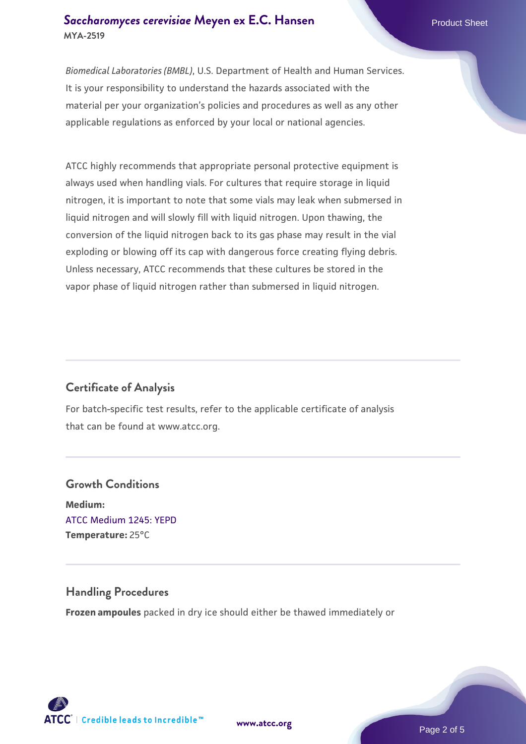*Biomedical Laboratories (BMBL)*, U.S. Department of Health and Human Services. It is your responsibility to understand the hazards associated with the material per your organization's policies and procedures as well as any other applicable regulations as enforced by your local or national agencies.

ATCC highly recommends that appropriate personal protective equipment is always used when handling vials. For cultures that require storage in liquid nitrogen, it is important to note that some vials may leak when submersed in liquid nitrogen and will slowly fill with liquid nitrogen. Upon thawing, the conversion of the liquid nitrogen back to its gas phase may result in the vial exploding or blowing off its cap with dangerous force creating flying debris. Unless necessary, ATCC recommends that these cultures be stored in the vapor phase of liquid nitrogen rather than submersed in liquid nitrogen.

## Certificate of Analysis

For batch-specific test results, refer to the applicable certificate of analysis that can be found at www.atcc.org.

## Growth Conditions

**Medium:**
ATCC Medium 1245: YEPD
**Temperature:** 25°C

## Handling Procedures

**Frozen ampoules** packed in dry ice should either be thawed immediately or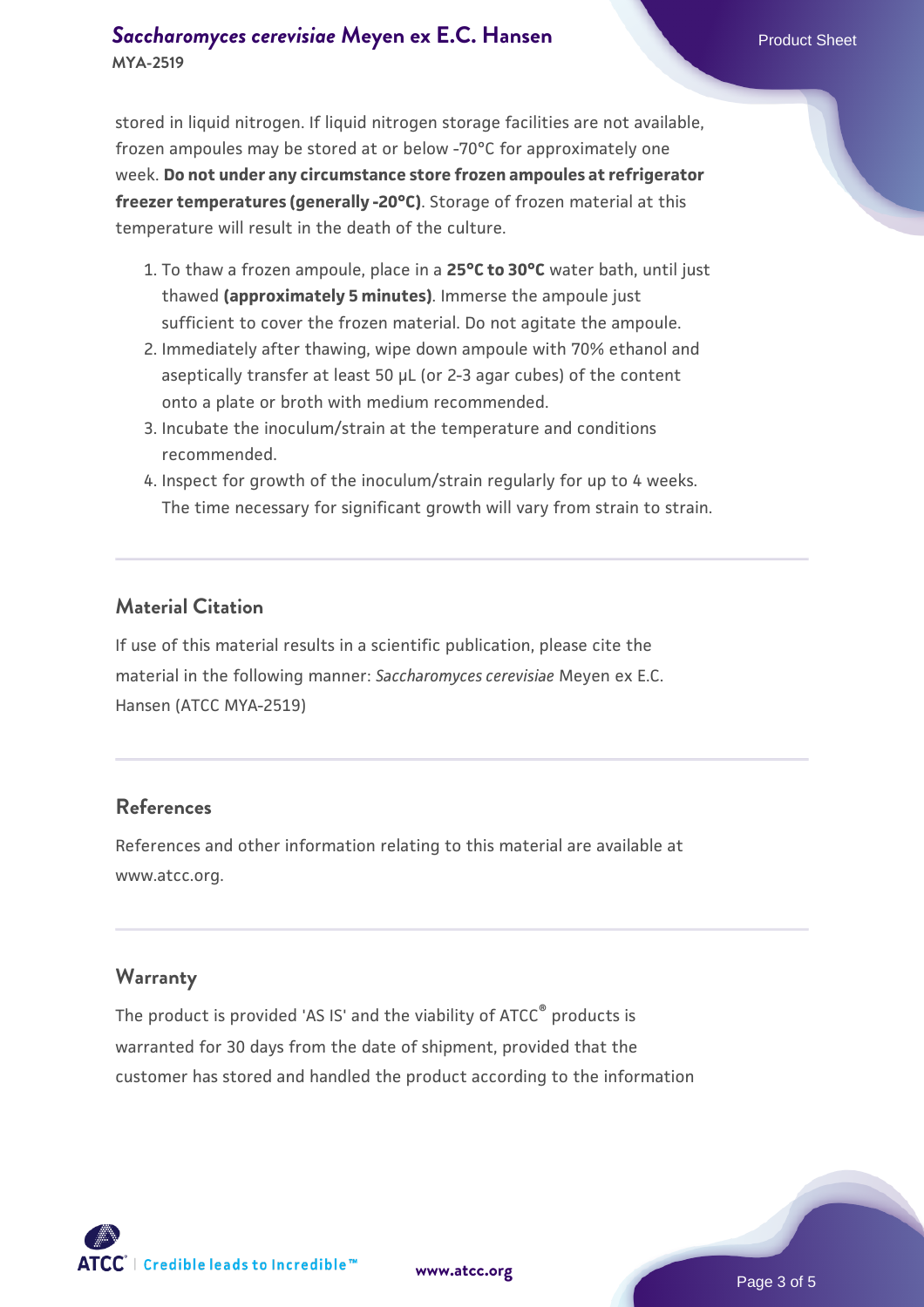stored in liquid nitrogen. If liquid nitrogen storage facilities are not available, frozen ampoules may be stored at or below -70°C for approximately one week. **Do not under any circumstance store frozen ampoules at refrigerator freezer temperatures (generally -20°C)**. Storage of frozen material at this temperature will result in the death of the culture.

1. To thaw a frozen ampoule, place in a **25°C to 30°C** water bath, until just thawed **(approximately 5 minutes)**. Immerse the ampoule just sufficient to cover the frozen material. Do not agitate the ampoule.
2. Immediately after thawing, wipe down ampoule with 70% ethanol and aseptically transfer at least 50 µL (or 2-3 agar cubes) of the content onto a plate or broth with medium recommended.
3. Incubate the inoculum/strain at the temperature and conditions recommended.
4. Inspect for growth of the inoculum/strain regularly for up to 4 weeks. The time necessary for significant growth will vary from strain to strain.

## Material Citation

If use of this material results in a scientific publication, please cite the material in the following manner: *Saccharomyces cerevisiae* Meyen ex E.C. Hansen (ATCC MYA-2519)

## References

References and other information relating to this material are available at www.atcc.org.

## Warranty

The product is provided 'AS IS' and the viability of ATCC® products is warranted for 30 days from the date of shipment, provided that the customer has stored and handled the product according to the information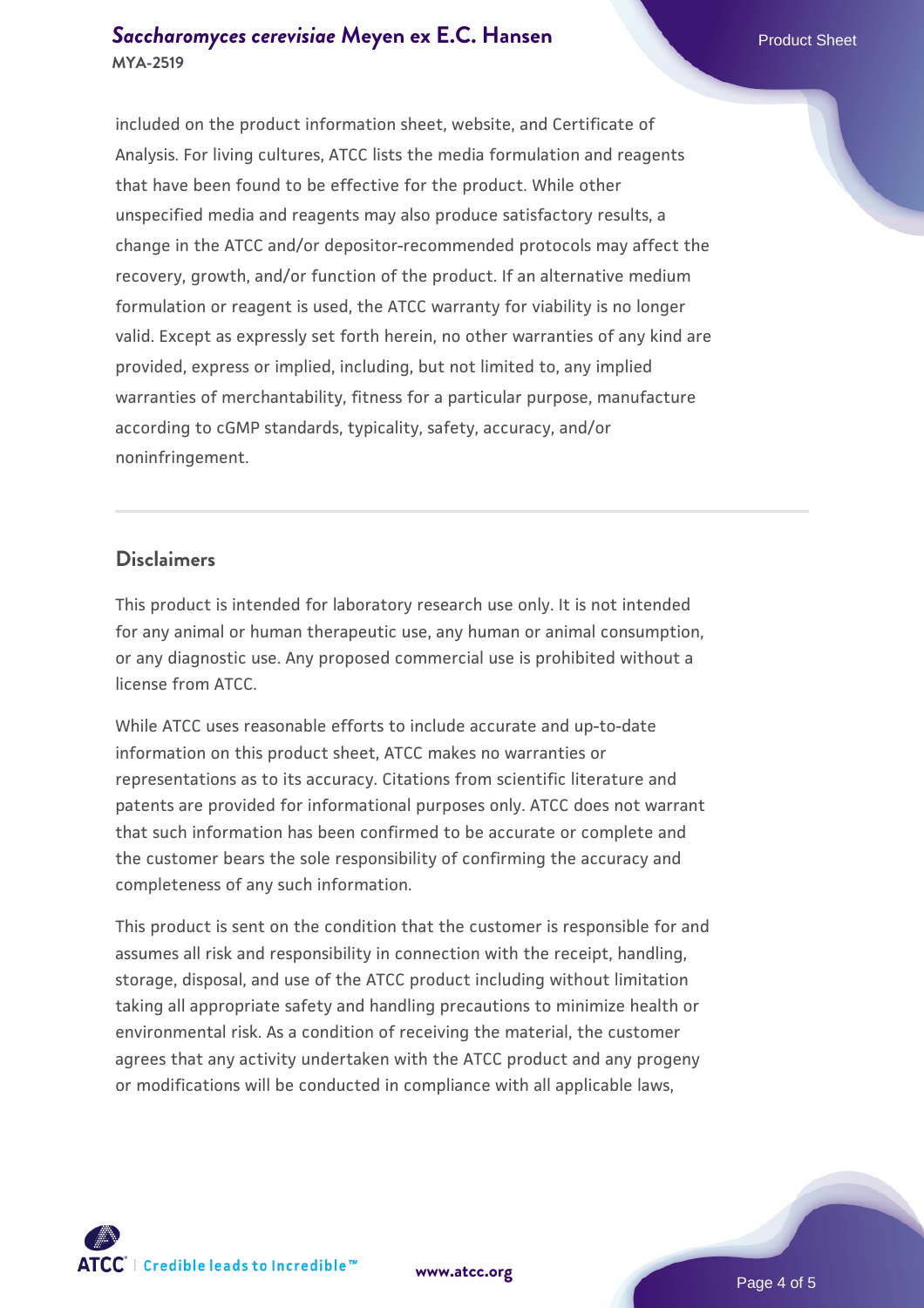included on the product information sheet, website, and Certificate of Analysis. For living cultures, ATCC lists the media formulation and reagents that have been found to be effective for the product. While other unspecified media and reagents may also produce satisfactory results, a change in the ATCC and/or depositor-recommended protocols may affect the recovery, growth, and/or function of the product. If an alternative medium formulation or reagent is used, the ATCC warranty for viability is no longer valid. Except as expressly set forth herein, no other warranties of any kind are provided, express or implied, including, but not limited to, any implied warranties of merchantability, fitness for a particular purpose, manufacture according to cGMP standards, typicality, safety, accuracy, and/or noninfringement.

## Disclaimers

This product is intended for laboratory research use only. It is not intended for any animal or human therapeutic use, any human or animal consumption, or any diagnostic use. Any proposed commercial use is prohibited without a license from ATCC.

While ATCC uses reasonable efforts to include accurate and up-to-date information on this product sheet, ATCC makes no warranties or representations as to its accuracy. Citations from scientific literature and patents are provided for informational purposes only. ATCC does not warrant that such information has been confirmed to be accurate or complete and the customer bears the sole responsibility of confirming the accuracy and completeness of any such information.

This product is sent on the condition that the customer is responsible for and assumes all risk and responsibility in connection with the receipt, handling, storage, disposal, and use of the ATCC product including without limitation taking all appropriate safety and handling precautions to minimize health or environmental risk. As a condition of receiving the material, the customer agrees that any activity undertaken with the ATCC product and any progeny or modifications will be conducted in compliance with all applicable laws,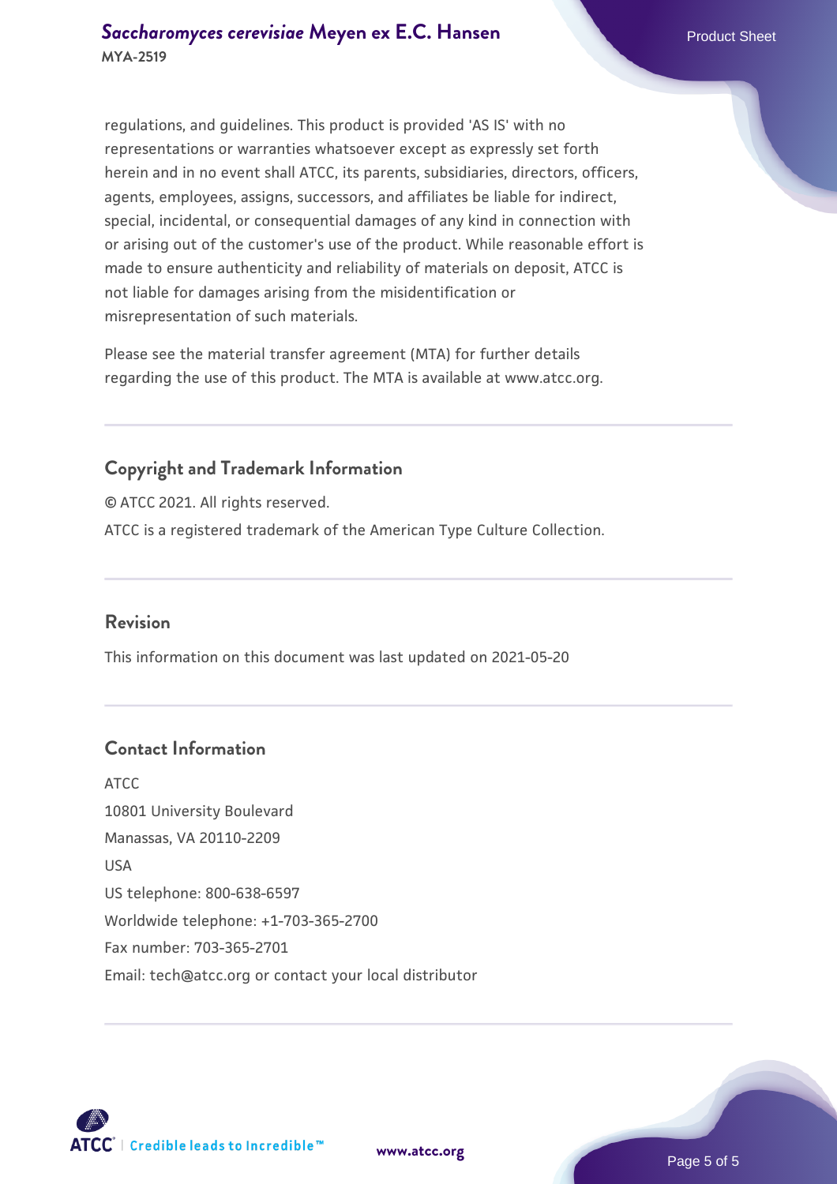regulations, and guidelines. This product is provided 'AS IS' with no representations or warranties whatsoever except as expressly set forth herein and in no event shall ATCC, its parents, subsidiaries, directors, officers, agents, employees, assigns, successors, and affiliates be liable for indirect, special, incidental, or consequential damages of any kind in connection with or arising out of the customer's use of the product. While reasonable effort is made to ensure authenticity and reliability of materials on deposit, ATCC is not liable for damages arising from the misidentification or misrepresentation of such materials.

Please see the material transfer agreement (MTA) for further details regarding the use of this product. The MTA is available at www.atcc.org.

## Copyright and Trademark Information

© ATCC 2021. All rights reserved.

ATCC is a registered trademark of the American Type Culture Collection.

## Revision

This information on this document was last updated on 2021-05-20

## Contact Information

ATCC
10801 University Boulevard
Manassas, VA 20110-2209
USA
US telephone: 800-638-6597
Worldwide telephone: +1-703-365-2700
Fax number: 703-365-2701
Email: tech@atcc.org or contact your local distributor